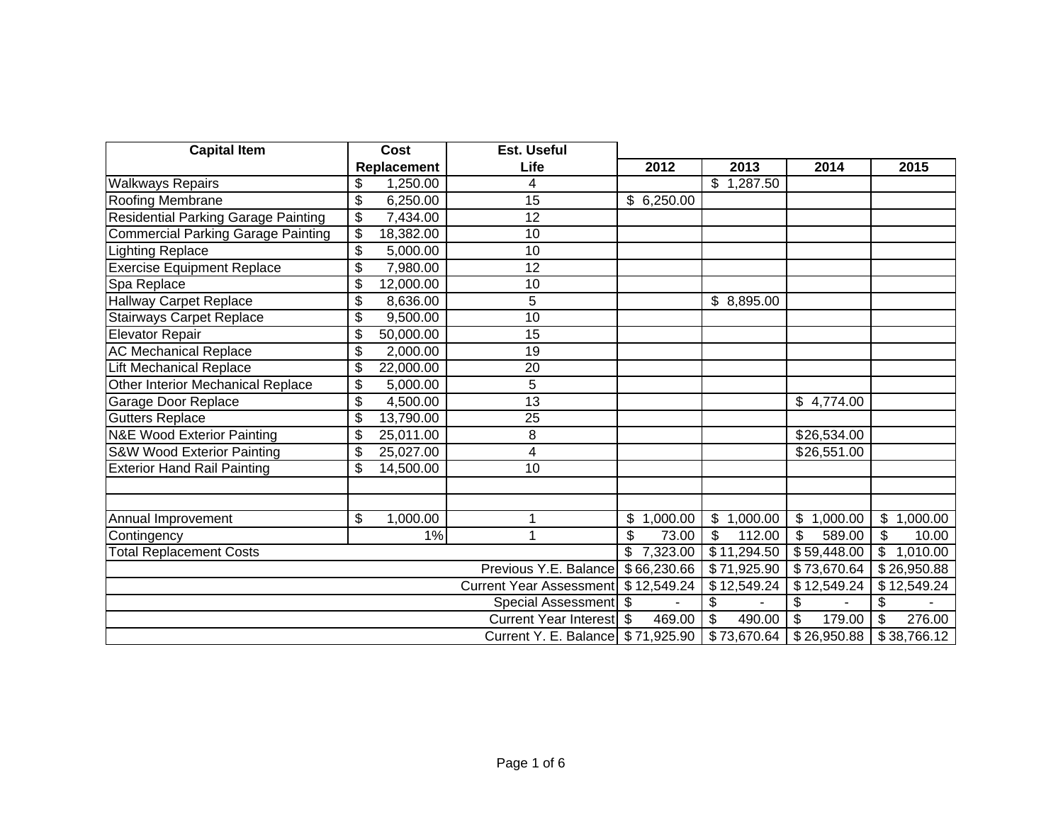| Capital Item | Cost Replacement | Est. Useful Life | 2012 | 2013 | 2014 | 2015 |
|---|---|---|---|---|---|---|
| Walkways Repairs | $ 1,250.00 | 4 | | $ 1,287.50 | | |
| Roofing Membrane | $ 6,250.00 | 15 | $ 6,250.00 | | | |
| Residential Parking Garage Painting | $ 7,434.00 | 12 | | | | |
| Commercial Parking Garage Painting | $ 18,382.00 | 10 | | | | |
| Lighting Replace | $ 5,000.00 | 10 | | | | |
| Exercise Equipment Replace | $ 7,980.00 | 12 | | | | |
| Spa Replace | $ 12,000.00 | 10 | | | | |
| Hallway Carpet Replace | $ 8,636.00 | 5 | | $ 8,895.00 | | |
| Stairways Carpet Replace | $ 9,500.00 | 10 | | | | |
| Elevator Repair | $ 50,000.00 | 15 | | | | |
| AC Mechanical Replace | $ 2,000.00 | 19 | | | | |
| Lift Mechanical Replace | $ 22,000.00 | 20 | | | | |
| Other Interior Mechanical Replace | $ 5,000.00 | 5 | | | | |
| Garage Door Replace | $ 4,500.00 | 13 | | | $ 4,774.00 | |
| Gutters Replace | $ 13,790.00 | 25 | | | | |
| N&E Wood Exterior Painting | $ 25,011.00 | 8 | | | $26,534.00 | |
| S&W Wood Exterior Painting | $ 25,027.00 | 4 | | | $26,551.00 | |
| Exterior Hand Rail Painting | $ 14,500.00 | 10 | | | | |
| | | | | | | |
| | | | | | | |
| Annual Improvement | $ 1,000.00 | 1 | $ 1,000.00 | $ 1,000.00 | $ 1,000.00 | $ 1,000.00 |
| Contingency | 1% | 1 | $ 73.00 | $ 112.00 | $ 589.00 | $ 10.00 |
| Total Replacement Costs | | | $ 7,323.00 | $ 11,294.50 | $ 59,448.00 | $ 1,010.00 |
| | | Previous Y.E. Balance | $ 66,230.66 | $ 71,925.90 | $ 73,670.64 | $ 26,950.88 |
| | | Current Year Assessment | $ 12,549.24 | $ 12,549.24 | $ 12,549.24 | $ 12,549.24 |
| | | Special Assessment | $ - | $ - | $ - | $ - |
| | | Current Year Interest | $ 469.00 | $ 490.00 | $ 179.00 | $ 276.00 |
| | | Current Y. E. Balance | $ 71,925.90 | $ 73,670.64 | $ 26,950.88 | $ 38,766.12 |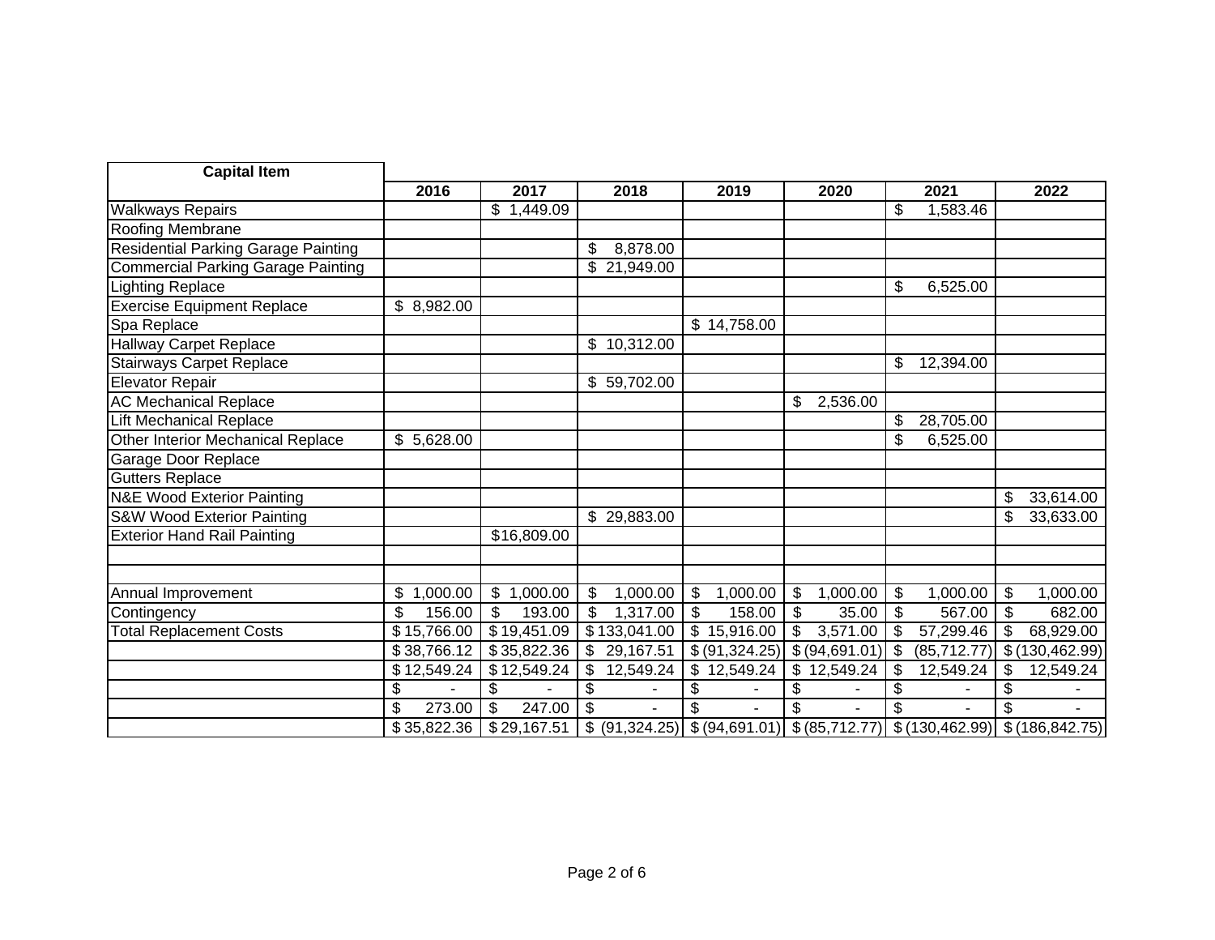| Capital Item | 2016 | 2017 | 2018 | 2019 | 2020 | 2021 | 2022 |
|---|---|---|---|---|---|---|---|
| Walkways Repairs | | $ 1,449.09 | | | | $ 1,583.46 | |
| Roofing Membrane | | | | | | | |
| Residential Parking Garage Painting | | | $ 8,878.00 | | | | |
| Commercial Parking Garage Painting | | | $ 21,949.00 | | | | |
| Lighting Replace | | | | | | $ 6,525.00 | |
| Exercise Equipment Replace | $ 8,982.00 | | | | | | |
| Spa Replace | | | | $ 14,758.00 | | | |
| Hallway Carpet Replace | | | $ 10,312.00 | | | | |
| Stairways Carpet Replace | | | | | | $ 12,394.00 | |
| Elevator Repair | | | $ 59,702.00 | | | | |
| AC Mechanical Replace | | | | | $ 2,536.00 | | |
| Lift Mechanical Replace | | | | | | $ 28,705.00 | |
| Other Interior Mechanical Replace | $ 5,628.00 | | | | | $ 6,525.00 | |
| Garage Door Replace | | | | | | | |
| Gutters Replace | | | | | | | |
| N&E Wood Exterior Painting | | | | | | | $ 33,614.00 |
| S&W Wood Exterior Painting | | | $ 29,883.00 | | | | $ 33,633.00 |
| Exterior Hand Rail Painting | | $16,809.00 | | | | | |
| | | | | | | | |
| | | | | | | | |
| Annual Improvement | $ 1,000.00 | $ 1,000.00 | $ 1,000.00 | $ 1,000.00 | $ 1,000.00 | $ 1,000.00 | $ 1,000.00 |
| Contingency | $ 156.00 | $ 193.00 | $ 1,317.00 | $ 158.00 | $ 35.00 | $ 567.00 | $ 682.00 |
| Total Replacement Costs | $ 15,766.00 | $ 19,451.09 | $ 133,041.00 | $ 15,916.00 | $ 3,571.00 | $ 57,299.46 | $ 68,929.00 |
| | $ 38,766.12 | $ 35,822.36 | $ 29,167.51 | $ (91,324.25) | $ (94,691.01) | $ (85,712.77) | $ (130,462.99) |
| | $ 12,549.24 | $ 12,549.24 | $ 12,549.24 | $ 12,549.24 | $ 12,549.24 | $ 12,549.24 | $ 12,549.24 |
| | $ - | $ - | $ - | $ - | $ - | $ - | $ - |
| | $ 273.00 | $ 247.00 | $ - | $ - | $ - | $ - | $ - |
| | $ 35,822.36 | $ 29,167.51 | $ (91,324.25) | $ (94,691.01) | $ (85,712.77) | $ (130,462.99) | $ (186,842.75) |